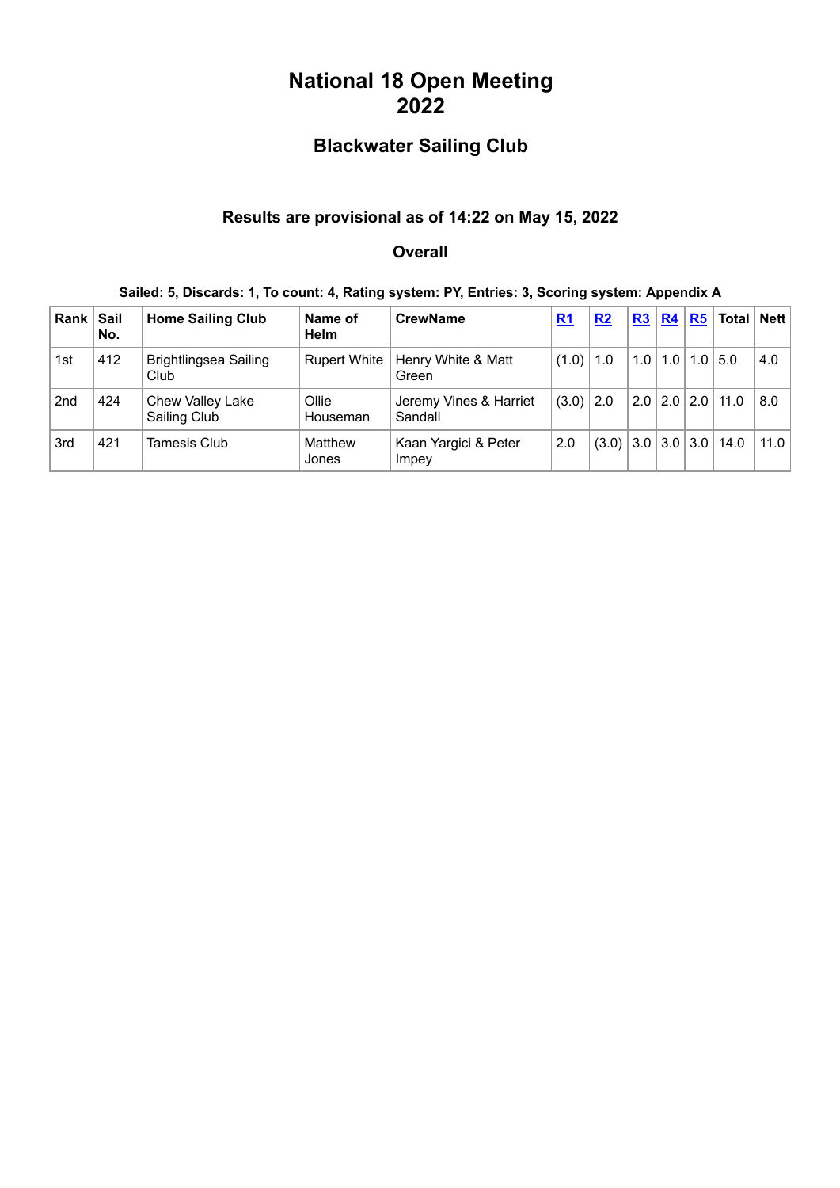# National 18 Open Meeting 2022

## Blackwater Sailing Club

### Results are provisional as of 14:22 on May 15, 2022

### Overall

**Sailed: 5, Discards: 1, To count: 4, Rating system: PY, Entries: 3, Scoring system: Appendix A**

| Rank | Sail No. | Home Sailing Club | Name of Helm | CrewName | R1 | R2 | R3 | R4 | R5 | Total | Nett |
|---|---|---|---|---|---|---|---|---|---|---|---|
| 1st | 412 | Brightlingsea Sailing Club | Rupert White | Henry White & Matt Green | (1.0) | 1.0 | 1.0 | 1.0 | 1.0 | 5.0 | 4.0 |
| 2nd | 424 | Chew Valley Lake Sailing Club | Ollie Houseman | Jeremy Vines & Harriet Sandall | (3.0) | 2.0 | 2.0 | 2.0 | 2.0 | 11.0 | 8.0 |
| 3rd | 421 | Tamesis Club | Matthew Jones | Kaan Yargici & Peter Impey | 2.0 | (3.0) | 3.0 | 3.0 | 3.0 | 14.0 | 11.0 |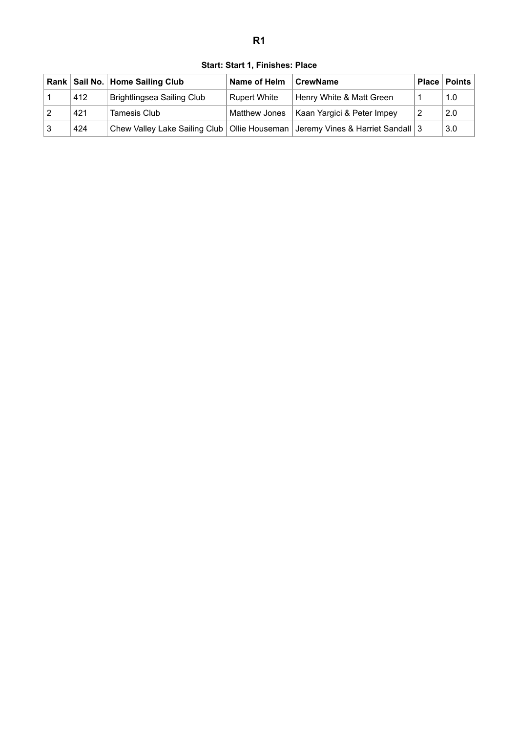# R1

**Start: Start 1, Finishes: Place**

| Rank | Sail No. | Home Sailing Club | Name of Helm | CrewName | Place | Points |
|---|---|---|---|---|---|---|
| 1 | 412 | Brightlingsea Sailing Club | Rupert White | Henry White & Matt Green | 1 | 1.0 |
| 2 | 421 | Tamesis Club | Matthew Jones | Kaan Yargici & Peter Impey | 2 | 2.0 |
| 3 | 424 | Chew Valley Lake Sailing Club | Ollie Houseman | Jeremy Vines & Harriet Sandall | 3 | 3.0 |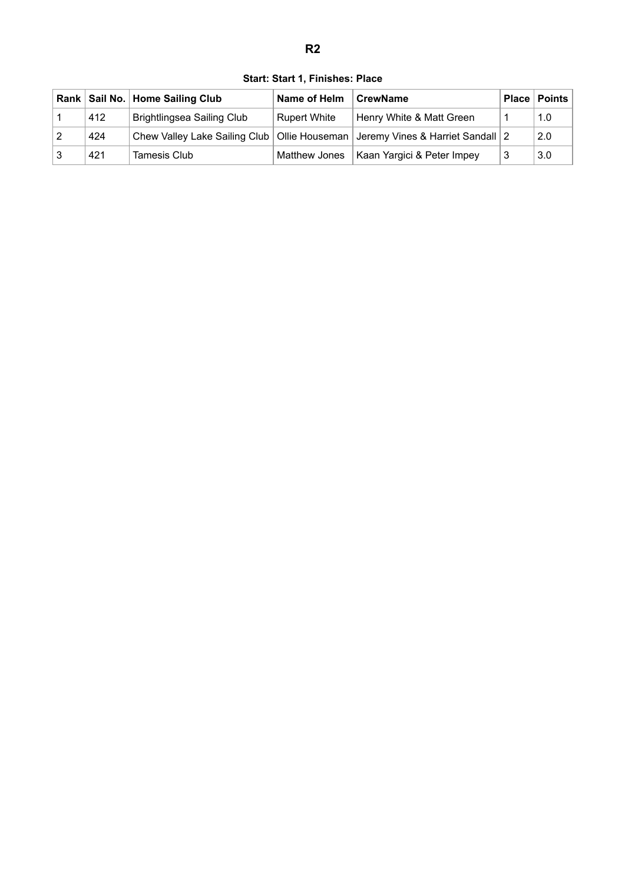# R2

**Start: Start 1, Finishes: Place**

| Rank | Sail No. | Home Sailing Club | Name of Helm | CrewName | Place | Points |
|---|---|---|---|---|---|---|
| 1 | 412 | Brightlingsea Sailing Club | Rupert White | Henry White & Matt Green | 1 | 1.0 |
| 2 | 424 | Chew Valley Lake Sailing Club | Ollie Houseman | Jeremy Vines & Harriet Sandall | 2 | 2.0 |
| 3 | 421 | Tamesis Club | Matthew Jones | Kaan Yargici & Peter Impey | 3 | 3.0 |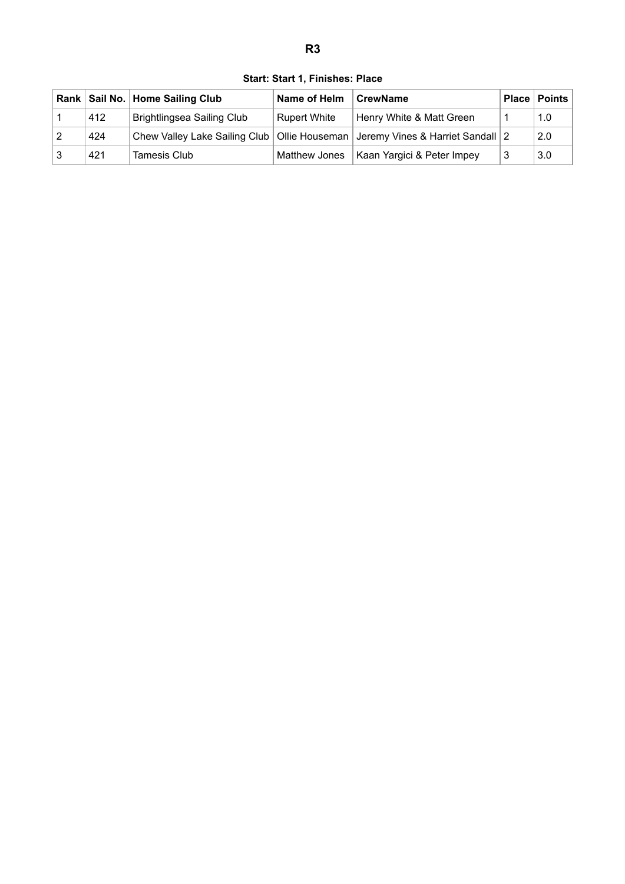# R3

**Start: Start 1, Finishes: Place**

| Rank | Sail No. | Home Sailing Club | Name of Helm | CrewName | Place | Points |
|---|---|---|---|---|---|---|
| 1 | 412 | Brightlingsea Sailing Club | Rupert White | Henry White & Matt Green | 1 | 1.0 |
| 2 | 424 | Chew Valley Lake Sailing Club | Ollie Houseman | Jeremy Vines & Harriet Sandall | 2 | 2.0 |
| 3 | 421 | Tamesis Club | Matthew Jones | Kaan Yargici & Peter Impey | 3 | 3.0 |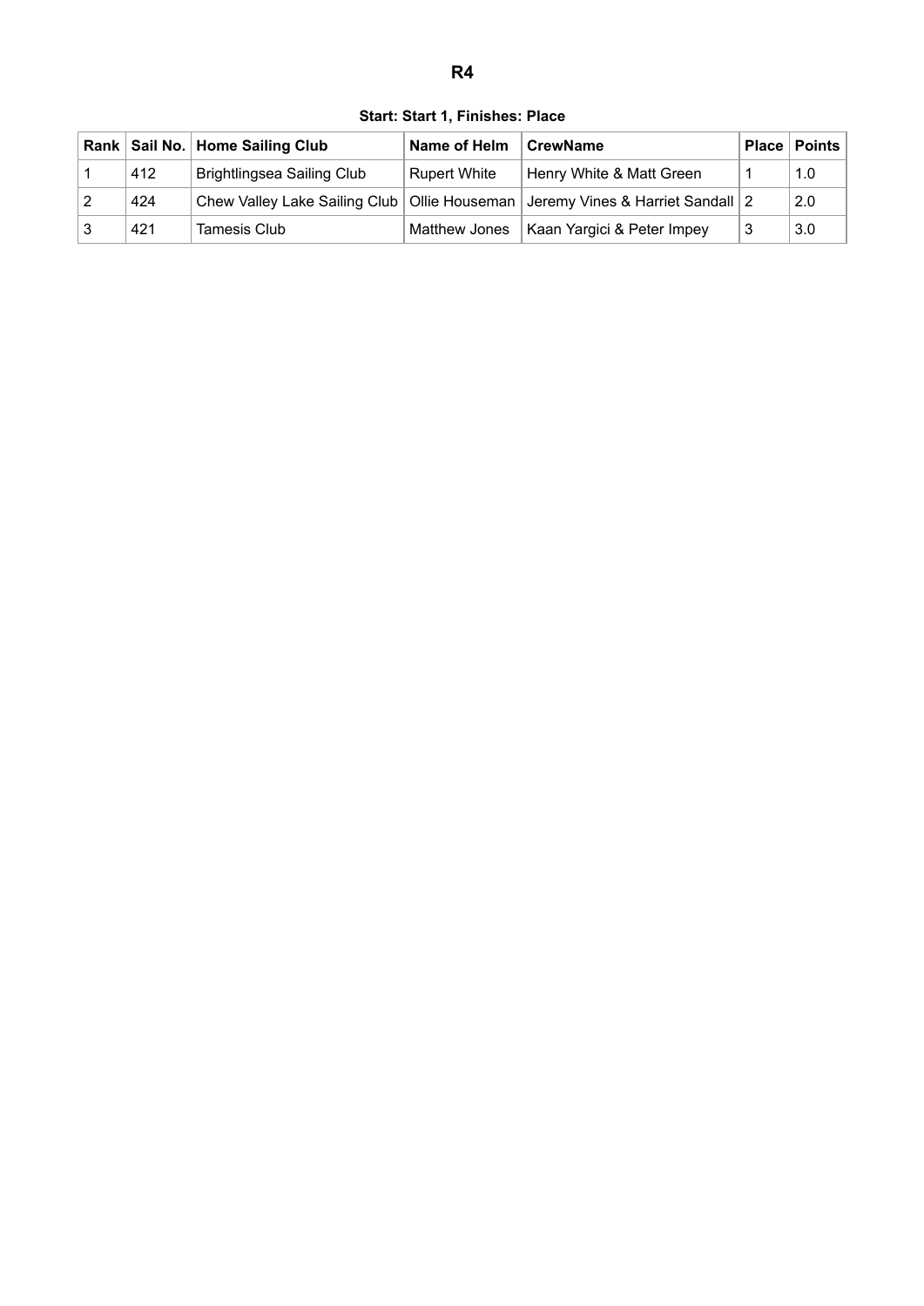# R4

**Start: Start 1, Finishes: Place**

| Rank | Sail No. | Home Sailing Club | Name of Helm | CrewName | Place | Points |
|---|---|---|---|---|---|---|
| 1 | 412 | Brightlingsea Sailing Club | Rupert White | Henry White & Matt Green | 1 | 1.0 |
| 2 | 424 | Chew Valley Lake Sailing Club | Ollie Houseman | Jeremy Vines & Harriet Sandall | 2 | 2.0 |
| 3 | 421 | Tamesis Club | Matthew Jones | Kaan Yargici & Peter Impey | 3 | 3.0 |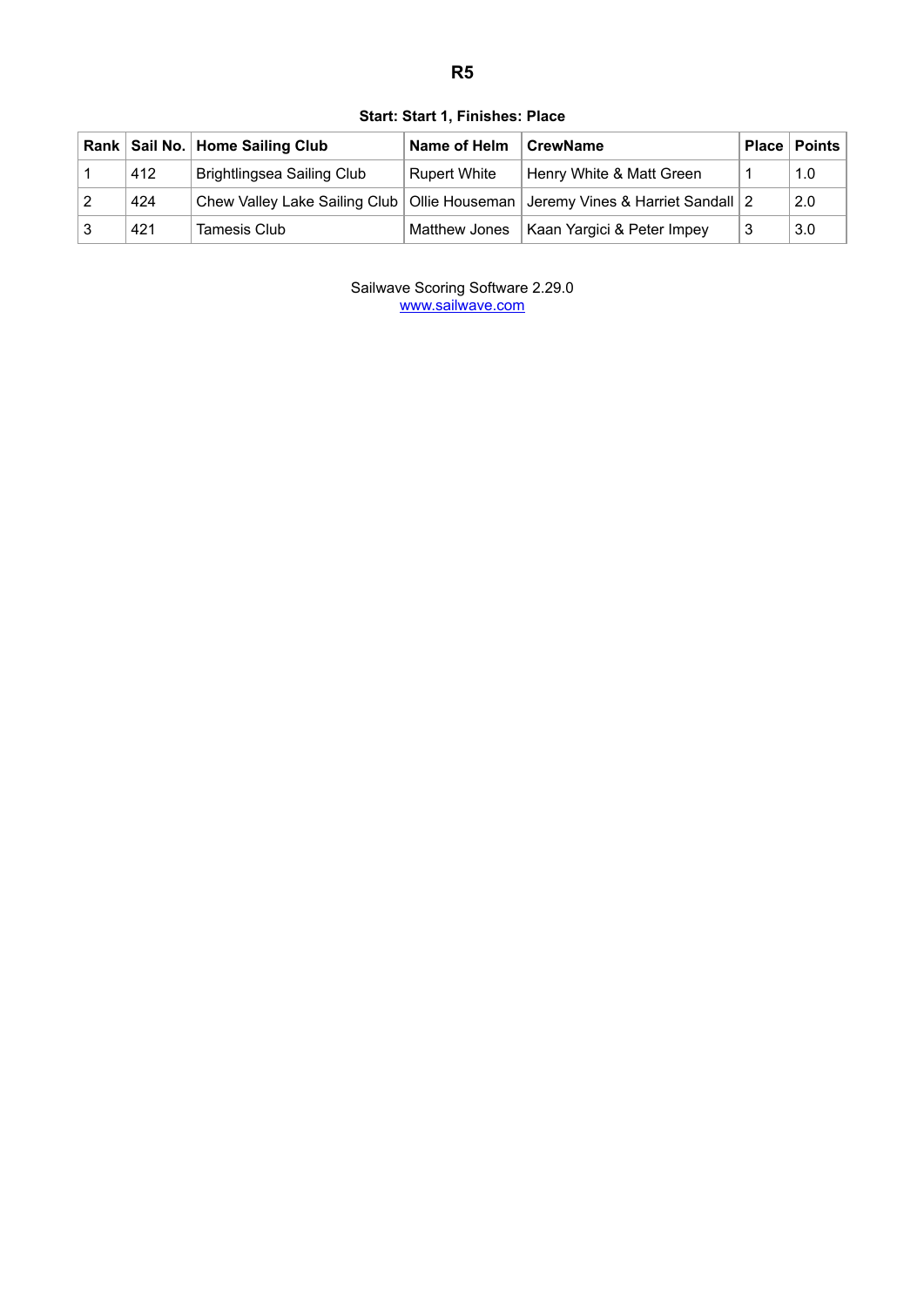# R5

**Start: Start 1, Finishes: Place**

| Rank | Sail No. | Home Sailing Club | Name of Helm | CrewName | Place | Points |
|---|---|---|---|---|---|---|
| 1 | 412 | Brightlingsea Sailing Club | Rupert White | Henry White & Matt Green | 1 | 1.0 |
| 2 | 424 | Chew Valley Lake Sailing Club | Ollie Houseman | Jeremy Vines & Harriet Sandall | 2 | 2.0 |
| 3 | 421 | Tamesis Club | Matthew Jones | Kaan Yargici & Peter Impey | 3 | 3.0 |

Sailwave Scoring Software 2.29.0
www.sailwave.com